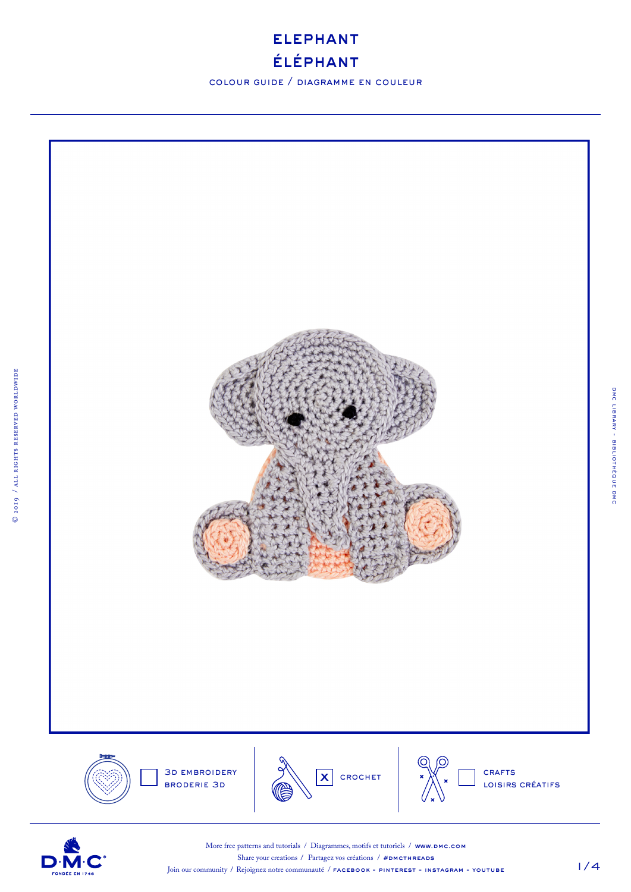# ELEPHANT
# ÉLÉPHANT

COLOUR GUIDE / DIAGRAMME EN COULEUR

- [ ] 3D EMBROIDERY / BRODERIE 3D
- [x] CROCHET
- [ ] CRAFTS / LOISIRS CRÉATIFS

More free patterns and tutorials / Diagrammes, motifs et tutoriels / WWW.DMC.COM

Share your creations / Partagez vos créations / #DMCTHREADS

Join our community / Rejoignez notre communauté / FACEBOOK - PINTEREST - INSTAGRAM - YOUTUBE

© 2019 / ALL RIGHTS RESERVED WORLDWIDE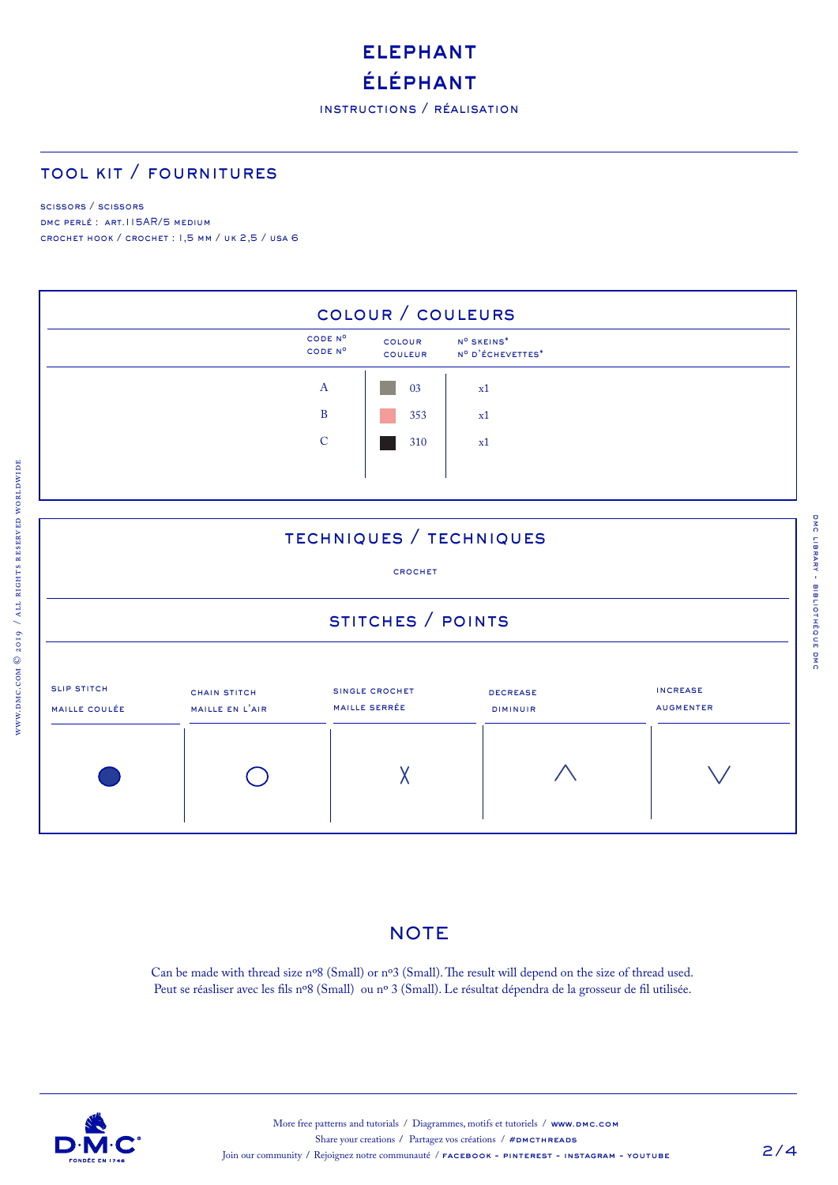# ELEPHANT
# ÉLÉPHANT

INSTRUCTIONS / RÉALISATION

## TOOL KIT / FOURNITURES

SCISSORS / SCISSORS
DMC PERLÉ : ART.115AR/5 MEDIUM
CROCHET HOOK / CROCHET : 1,5 MM / UK 2,5 / USA 6

## COLOUR / COULEURS

| CODE Nº / CODE Nº | COLOUR / COULEUR | Nº SKEINS* / Nº D'ÉCHEVETTES* |
|---|---|---|
| A | 03 | x1 |
| B | 353 | x1 |
| C | 310 | x1 |

## TECHNIQUES / TECHNIQUES

CROCHET

## STITCHES / POINTS

| SLIP STITCH / MAILLE COULÉE | CHAIN STITCH / MAILLE EN L'AIR | SINGLE CROCHET / MAILLE SERRÉE | DECREASE / DIMINUIR | INCREASE / AUGMENTER |
|---|---|---|---|---|
| ● | ○ | X | ∧ | ∨ |

## NOTE

Can be made with thread size nº8 (Small) or nº3 (Small). The result will depend on the size of thread used.
Peut se réasliser avec les fils nº8 (Small) ou nº 3 (Small). Le résultat dépendra de la grosseur de fil utilisée.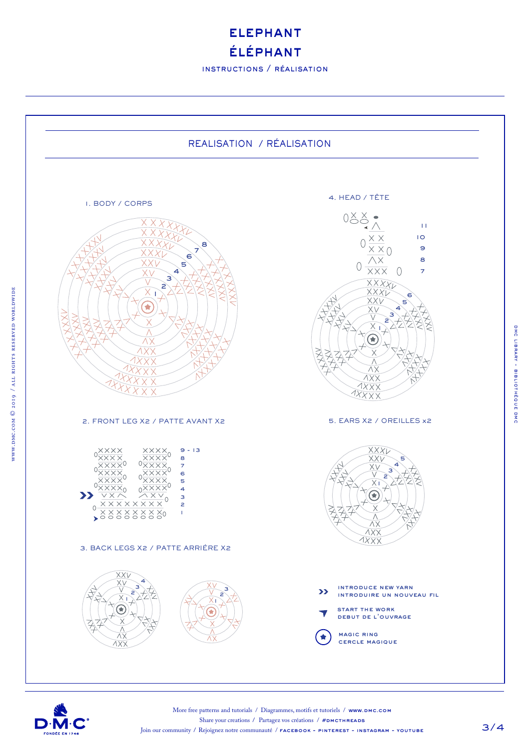# ELEPHANT
# ÉLÉPHANT

INSTRUCTIONS / RÉALISATION

## REALISATION / RÉALISATION

### 1. BODY / CORPS

### 4. HEAD / TÊTE

### 2. FRONT LEG X2 / PATTE AVANT X2

### 5. EARS X2 / OREILLES x2

### 3. BACK LEGS X2 / PATTE ARRIÉRE X2

- INTRODUCE NEW YARN / INTRODUIRE UN NOUVEAU FIL
- START THE WORK / DEBUT DE L'OUVRAGE
- MAGIC RING / CERCLE MAGIQUE

WWW.DMC.COM © 2019 / ALL RIGHTS RESERVED WORLDWIDE

DMC LIBRARY - BIBLIOTHÈQUE DMC

More free patterns and tutorials / Diagrammes, motifs et tutoriels / WWW.DMC.COM

Share your creations / Partagez vos créations / #DMCTHREADS

Join our community / Rejoignez notre communauté / FACEBOOK - PINTEREST - INSTAGRAM - YOUTUBE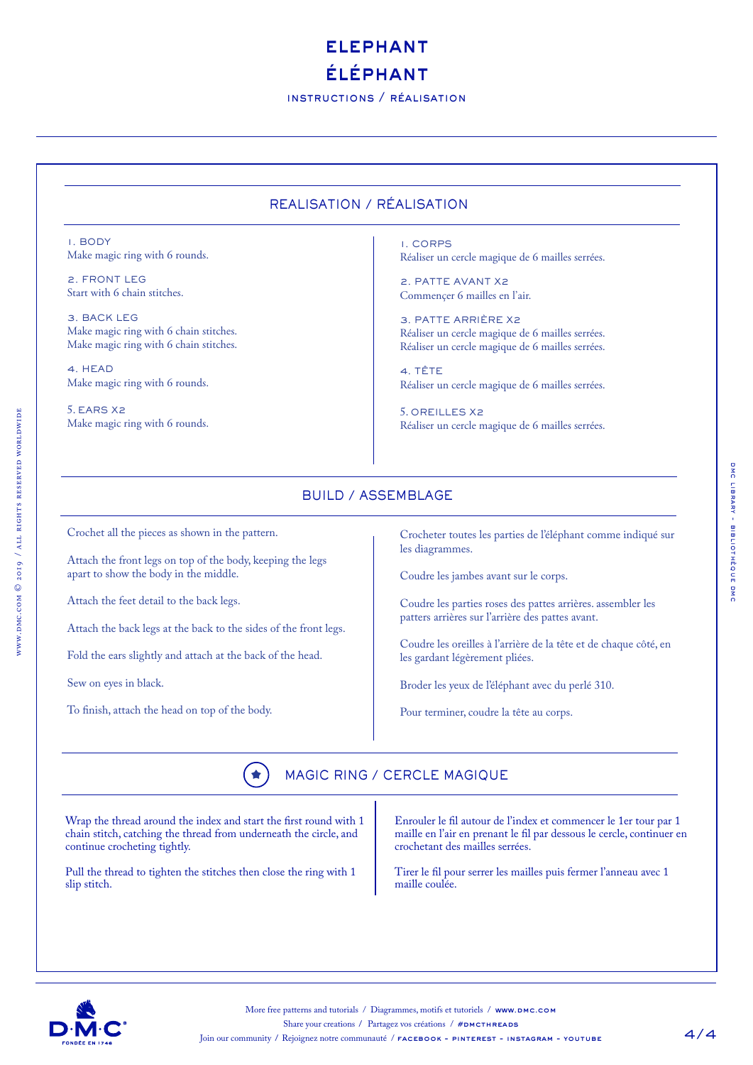# ELEPHANT
# ÉLÉPHANT

INSTRUCTIONS / RÉALISATION

## REALISATION / RÉALISATION

1. BODY
Make magic ring with 6 rounds.

2. FRONT LEG
Start with 6 chain stitches.

3. BACK LEG
Make magic ring with 6 chain stitches.
Make magic ring with 6 chain stitches.

4. HEAD
Make magic ring with 6 rounds.

5. EARS X2
Make magic ring with 6 rounds.

1. CORPS
Réaliser un cercle magique de 6 mailles serrées.

2. PATTE AVANT X2
Commençer 6 mailles en l'air.

3. PATTE ARRIÈRE X2
Réaliser un cercle magique de 6 mailles serrées.
Réaliser un cercle magique de 6 mailles serrées.

4. TÊTE
Réaliser un cercle magique de 6 mailles serrées.

5. OREILLES X2
Réaliser un cercle magique de 6 mailles serrées.

## BUILD / ASSEMBLAGE

Crochet all the pieces as shown in the pattern.

Attach the front legs on top of the body, keeping the legs apart to show the body in the middle.

Attach the feet detail to the back legs.

Attach the back legs at the back to the sides of the front legs.

Fold the ears slightly and attach at the back of the head.

Sew on eyes in black.

To finish, attach the head on top of the body.

Crocheter toutes les parties de l'éléphant comme indiqué sur les diagrammes.

Coudre les jambes avant sur le corps.

Coudre les parties roses des pattes arrières. assembler les patters arrières sur l'arrière des pattes avant.

Coudre les oreilles à l'arrière de la tête et de chaque côté, en les gardant légèrement pliées.

Broder les yeux de l'éléphant avec du perlé 310.

Pour terminer, coudre la tête au corps.

## MAGIC RING / CERCLE MAGIQUE

Wrap the thread around the index and start the first round with 1 chain stitch, catching the thread from underneath the circle, and continue crocheting tightly.

Pull the thread to tighten the stitches then close the ring with 1 slip stitch.

Enrouler le fil autour de l'index et commencer le 1er tour par 1 maille en l'air en prenant le fil par dessous le cercle, continuer en crochetant des mailles serrées.

Tirer le fil pour serrer les mailles puis fermer l'anneau avec 1 maille coulée.

More free patterns and tutorials / Diagrammes, motifs et tutoriels / WWW.DMC.COM
Share your creations / Partagez vos créations / #DMCTHREADS
Join our community / Rejoignez notre communauté / FACEBOOK - PINTEREST - INSTAGRAM - YOUTUBE